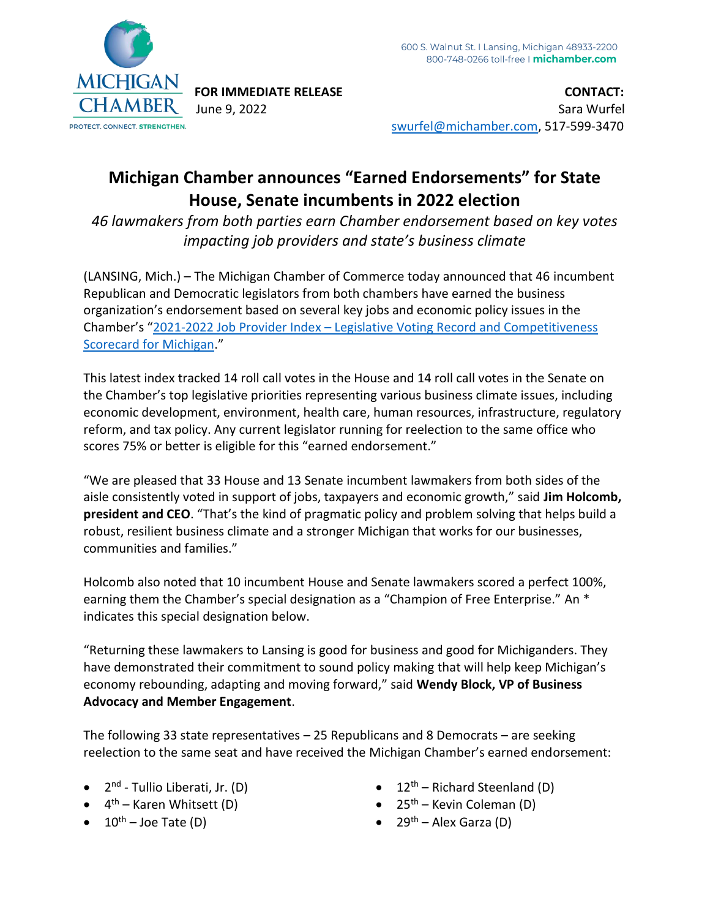600 S. Walnut St. I Lansing, Michigan 48933-2200
800-748-0266 toll-free I **michamber.com**

MICHIGAN CHAMBER
PROTECT. CONNECT. STRENGTHEN.

**FOR IMMEDIATE RELEASE**
June 9, 2022

**CONTACT:**
Sara Wurfel
swurfel@michamber.com, 517-599-3470

# Michigan Chamber announces "Earned Endorsements" for State House, Senate incumbents in 2022 election

*46 lawmakers from both parties earn Chamber endorsement based on key votes impacting job providers and state's business climate*

(LANSING, Mich.) – The Michigan Chamber of Commerce today announced that 46 incumbent Republican and Democratic legislators from both chambers have earned the business organization's endorsement based on several key jobs and economic policy issues in the Chamber's "2021-2022 Job Provider Index – Legislative Voting Record and Competitiveness Scorecard for Michigan."

This latest index tracked 14 roll call votes in the House and 14 roll call votes in the Senate on the Chamber's top legislative priorities representing various business climate issues, including economic development, environment, health care, human resources, infrastructure, regulatory reform, and tax policy. Any current legislator running for reelection to the same office who scores 75% or better is eligible for this "earned endorsement."

"We are pleased that 33 House and 13 Senate incumbent lawmakers from both sides of the aisle consistently voted in support of jobs, taxpayers and economic growth," said **Jim Holcomb, president and CEO**. "That's the kind of pragmatic policy and problem solving that helps build a robust, resilient business climate and a stronger Michigan that works for our businesses, communities and families."

Holcomb also noted that 10 incumbent House and Senate lawmakers scored a perfect 100%, earning them the Chamber's special designation as a "Champion of Free Enterprise." An * indicates this special designation below.

"Returning these lawmakers to Lansing is good for business and good for Michiganders. They have demonstrated their commitment to sound policy making that will help keep Michigan's economy rebounding, adapting and moving forward," said **Wendy Block, VP of Business Advocacy and Member Engagement**.

The following 33 state representatives – 25 Republicans and 8 Democrats – are seeking reelection to the same seat and have received the Michigan Chamber's earned endorsement:

- 2nd - Tullio Liberati, Jr. (D)
- 4th – Karen Whitsett (D)
- 10th – Joe Tate (D)
- 12th – Richard Steenland (D)
- 25th – Kevin Coleman (D)
- 29th – Alex Garza (D)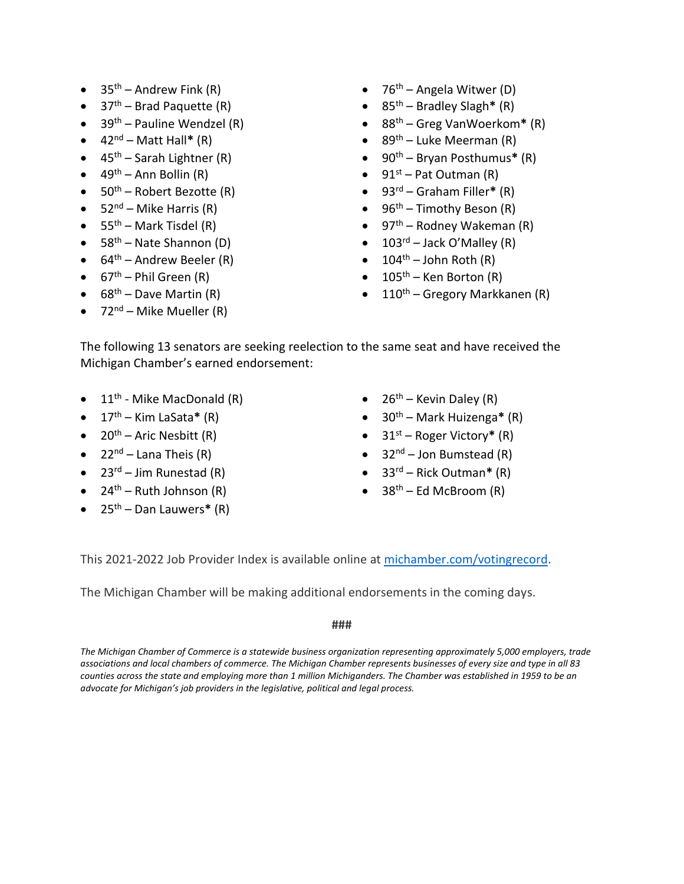- 35th – Andrew Fink (R)
- 37th – Brad Paquette (R)
- 39th – Pauline Wendzel (R)
- 42nd – Matt Hall* (R)
- 45th – Sarah Lightner (R)
- 49th – Ann Bollin (R)
- 50th – Robert Bezotte (R)
- 52nd – Mike Harris (R)
- 55th – Mark Tisdel (R)
- 58th – Nate Shannon (D)
- 64th – Andrew Beeler (R)
- 67th – Phil Green (R)
- 68th – Dave Martin (R)
- 72nd – Mike Mueller (R)
- 76th – Angela Witwer (D)
- 85th – Bradley Slagh* (R)
- 88th – Greg VanWoerkom* (R)
- 89th – Luke Meerman (R)
- 90th – Bryan Posthumus* (R)
- 91st – Pat Outman (R)
- 93rd – Graham Filler* (R)
- 96th – Timothy Beson (R)
- 97th – Rodney Wakeman (R)
- 103rd – Jack O'Malley (R)
- 104th – John Roth (R)
- 105th – Ken Borton (R)
- 110th – Gregory Markkanen (R)

The following 13 senators are seeking reelection to the same seat and have received the Michigan Chamber's earned endorsement:

- 11th - Mike MacDonald (R)
- 17th – Kim LaSata* (R)
- 20th – Aric Nesbitt (R)
- 22nd – Lana Theis (R)
- 23rd – Jim Runestad (R)
- 24th – Ruth Johnson (R)
- 25th – Dan Lauwers* (R)
- 26th – Kevin Daley (R)
- 30th – Mark Huizenga* (R)
- 31st – Roger Victory* (R)
- 32nd – Jon Bumstead (R)
- 33rd – Rick Outman* (R)
- 38th – Ed McBroom (R)

This 2021-2022 Job Provider Index is available online at [michamber.com/votingrecord](michamber.com/votingrecord).

The Michigan Chamber will be making additional endorsements in the coming days.

###

*The Michigan Chamber of Commerce is a statewide business organization representing approximately 5,000 employers, trade associations and local chambers of commerce. The Michigan Chamber represents businesses of every size and type in all 83 counties across the state and employing more than 1 million Michiganders. The Chamber was established in 1959 to be an advocate for Michigan's job providers in the legislative, political and legal process.*